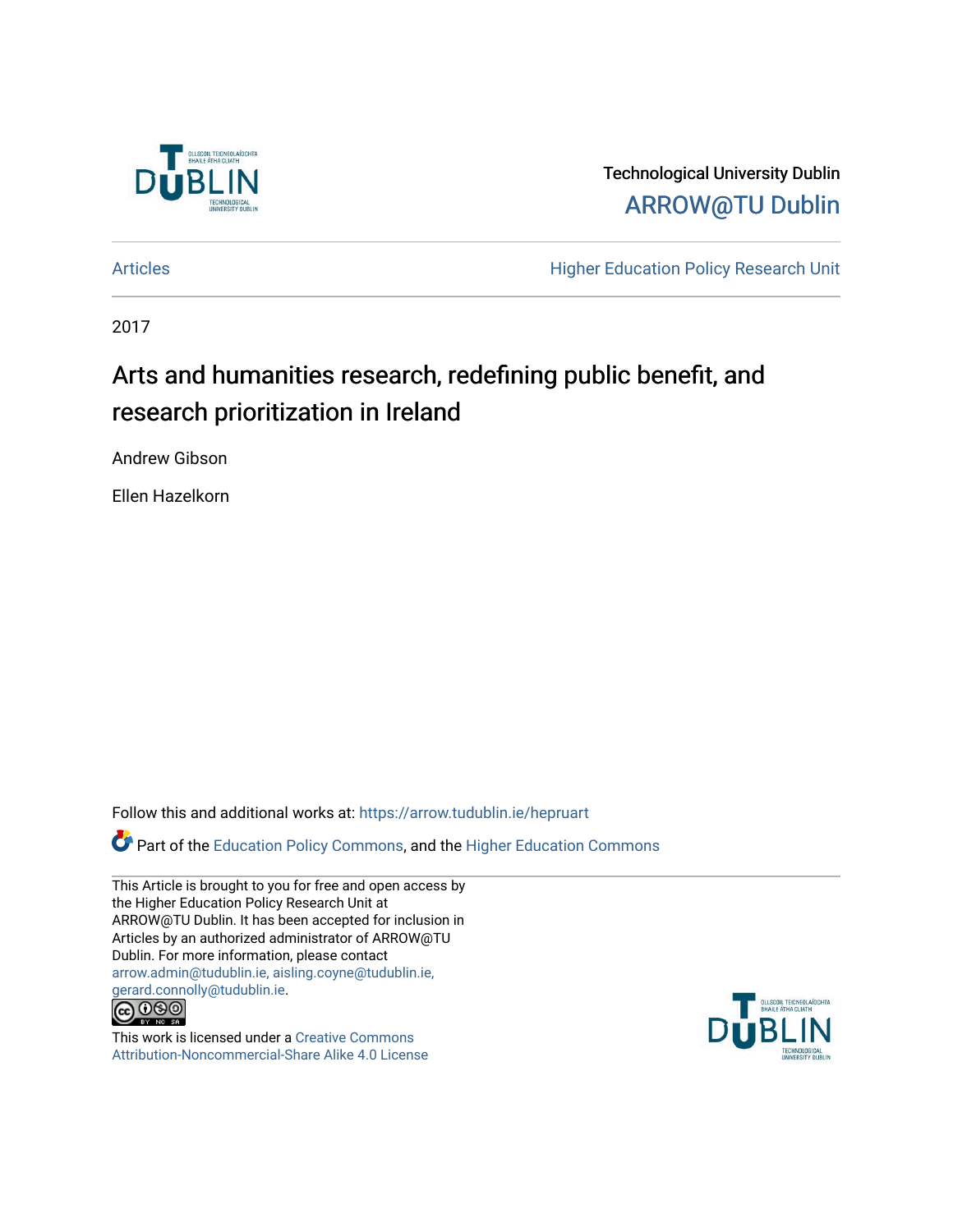Technological University Dublin

ARROW@TU Dublin

Articles | Higher Education Policy Research Unit

2017

# Arts and humanities research, redefining public benefit, and research prioritization in Ireland

Andrew Gibson

Ellen Hazelkorn

Follow this and additional works at: https://arrow.tudublin.ie/hepruart

Part of the Education Policy Commons, and the Higher Education Commons

This Article is brought to you for free and open access by the Higher Education Policy Research Unit at ARROW@TU Dublin. It has been accepted for inclusion in Articles by an authorized administrator of ARROW@TU Dublin. For more information, please contact arrow.admin@tudublin.ie, aisling.coyne@tudublin.ie, gerard.connolly@tudublin.ie.

This work is licensed under a Creative Commons Attribution-Noncommercial-Share Alike 4.0 License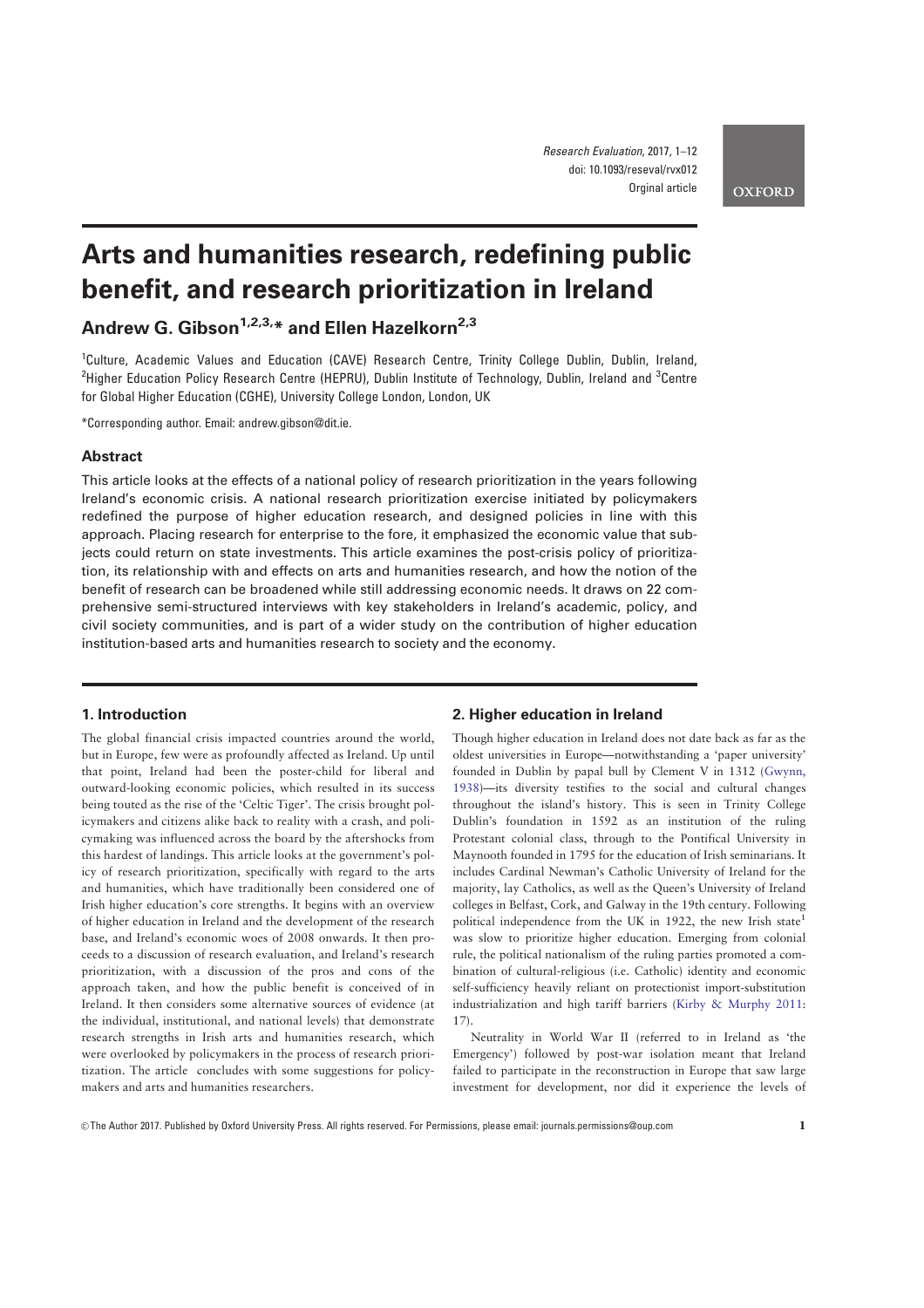# Arts and humanities research, redefining public benefit, and research prioritization in Ireland

**Andrew G. Gibson**[1,2,3,*] **and Ellen Hazelkorn**[2,3]

[1]Culture, Academic Values and Education (CAVE) Research Centre, Trinity College Dublin, Dublin, Ireland, [2]Higher Education Policy Research Centre (HEPRU), Dublin Institute of Technology, Dublin, Ireland and [3]Centre for Global Higher Education (CGHE), University College London, London, UK

*Corresponding author. Email: andrew.gibson@dit.ie.

## Abstract

This article looks at the effects of a national policy of research prioritization in the years following Ireland's economic crisis. A national research prioritization exercise initiated by policymakers redefined the purpose of higher education research, and designed policies in line with this approach. Placing research for enterprise to the fore, it emphasized the economic value that subjects could return on state investments. This article examines the post-crisis policy of prioritization, its relationship with and effects on arts and humanities research, and how the notion of the benefit of research can be broadened while still addressing economic needs. It draws on 22 comprehensive semi-structured interviews with key stakeholders in Ireland's academic, policy, and civil society communities, and is part of a wider study on the contribution of higher education institution-based arts and humanities research to society and the economy.

## 1. Introduction

The global financial crisis impacted countries around the world, but in Europe, few were as profoundly affected as Ireland. Up until that point, Ireland had been the poster-child for liberal and outward-looking economic policies, which resulted in its success being touted as the rise of the 'Celtic Tiger'. The crisis brought policymakers and citizens alike back to reality with a crash, and policymaking was influenced across the board by the aftershocks from this hardest of landings. This article looks at the government's policy of research prioritization, specifically with regard to the arts and humanities, which have traditionally been considered one of Irish higher education's core strengths. It begins with an overview of higher education in Ireland and the development of the research base, and Ireland's economic woes of 2008 onwards. It then proceeds to a discussion of research evaluation, and Ireland's research prioritization, with a discussion of the pros and cons of the approach taken, and how the public benefit is conceived of in Ireland. It then considers some alternative sources of evidence (at the individual, institutional, and national levels) that demonstrate research strengths in Irish arts and humanities research, which were overlooked by policymakers in the process of research prioritization. The article concludes with some suggestions for policymakers and arts and humanities researchers.

## 2. Higher education in Ireland

Though higher education in Ireland does not date back as far as the oldest universities in Europe—notwithstanding a 'paper university' founded in Dublin by papal bull by Clement V in 1312 (Gwynn, 1938)—its diversity testifies to the social and cultural changes throughout the island's history. This is seen in Trinity College Dublin's foundation in 1592 as an institution of the ruling Protestant colonial class, through to the Pontifical University in Maynooth founded in 1795 for the education of Irish seminarians. It includes Cardinal Newman's Catholic University of Ireland for the majority, lay Catholics, as well as the Queen's University of Ireland colleges in Belfast, Cork, and Galway in the 19th century. Following political independence from the UK in 1922, the new Irish state[1] was slow to prioritize higher education. Emerging from colonial rule, the political nationalism of the ruling parties promoted a combination of cultural-religious (i.e. Catholic) identity and economic self-sufficiency heavily reliant on protectionist import-substitution industrialization and high tariff barriers (Kirby & Murphy 2011: 17).

Neutrality in World War II (referred to in Ireland as 'the Emergency') followed by post-war isolation meant that Ireland failed to participate in the reconstruction in Europe that saw large investment for development, nor did it experience the levels of

© The Author 2017. Published by Oxford University Press. All rights reserved. For Permissions, please email: journals.permissions@oup.com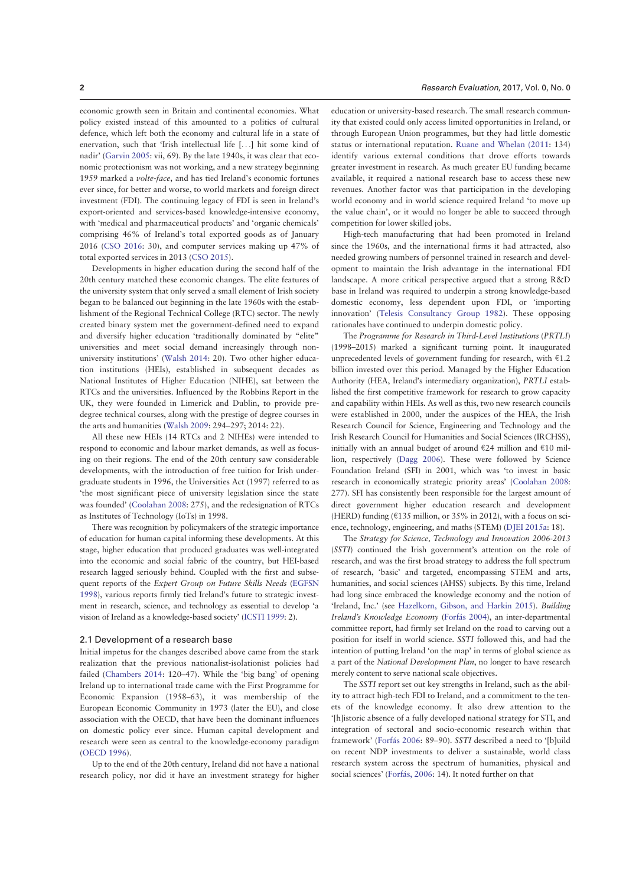economic growth seen in Britain and continental economies. What policy existed instead of this amounted to a politics of cultural defence, which left both the economy and cultural life in a state of enervation, such that 'Irish intellectual life [. . .] hit some kind of nadir' (Garvin 2005: vii, 69). By the late 1940s, it was clear that economic protectionism was not working, and a new strategy beginning 1959 marked a *volte-face*, and has tied Ireland's economic fortunes ever since, for better and worse, to world markets and foreign direct investment (FDI). The continuing legacy of FDI is seen in Ireland's export-oriented and services-based knowledge-intensive economy, with 'medical and pharmaceutical products' and 'organic chemicals' comprising 46% of Ireland's total exported goods as of January 2016 (CSO 2016: 30), and computer services making up 47% of total exported services in 2013 (CSO 2015).

Developments in higher education during the second half of the 20th century matched these economic changes. The elite features of the university system that only served a small element of Irish society began to be balanced out beginning in the late 1960s with the establishment of the Regional Technical College (RTC) sector. The newly created binary system met the government-defined need to expand and diversify higher education 'traditionally dominated by "elite" universities and meet social demand increasingly through non-university institutions' (Walsh 2014: 20). Two other higher education institutions (HEIs), established in subsequent decades as National Institutes of Higher Education (NIHE), sat between the RTCs and the universities. Influenced by the Robbins Report in the UK, they were founded in Limerick and Dublin, to provide pre-degree technical courses, along with the prestige of degree courses in the arts and humanities (Walsh 2009: 294–297; 2014: 22).

All these new HEIs (14 RTCs and 2 NIHEs) were intended to respond to economic and labour market demands, as well as focusing on their regions. The end of the 20th century saw considerable developments, with the introduction of free tuition for Irish undergraduate students in 1996, the Universities Act (1997) referred to as 'the most significant piece of university legislation since the state was founded' (Coolahan 2008: 275), and the redesignation of RTCs as Institutes of Technology (IoTs) in 1998.

There was recognition by policymakers of the strategic importance of education for human capital informing these developments. At this stage, higher education that produced graduates was well-integrated into the economic and social fabric of the country, but HEI-based research lagged seriously behind. Coupled with the first and subsequent reports of the *Expert Group on Future Skills Needs* (EGFSN 1998), various reports firmly tied Ireland's future to strategic investment in research, science, and technology as essential to develop 'a vision of Ireland as a knowledge-based society' (ICSTI 1999: 2).

## 2.1 Development of a research base

Initial impetus for the changes described above came from the stark realization that the previous nationalist-isolationist policies had failed (Chambers 2014: 120–47). While the 'big bang' of opening Ireland up to international trade came with the First Programme for Economic Expansion (1958–63), it was membership of the European Economic Community in 1973 (later the EU), and close association with the OECD, that have been the dominant influences on domestic policy ever since. Human capital development and research were seen as central to the knowledge-economy paradigm (OECD 1996).

Up to the end of the 20th century, Ireland did not have a national research policy, nor did it have an investment strategy for higher education or university-based research. The small research community that existed could only access limited opportunities in Ireland, or through European Union programmes, but they had little domestic status or international reputation. Ruane and Whelan (2011: 134) identify various external conditions that drove efforts towards greater investment in research. As much greater EU funding became available, it required a national research base to access these new revenues. Another factor was that participation in the developing world economy and in world science required Ireland 'to move up the value chain', or it would no longer be able to succeed through competition for lower skilled jobs.

High-tech manufacturing that had been promoted in Ireland since the 1960s, and the international firms it had attracted, also needed growing numbers of personnel trained in research and development to maintain the Irish advantage in the international FDI landscape. A more critical perspective argued that a strong R&D base in Ireland was required to underpin a strong knowledge-based domestic economy, less dependent upon FDI, or 'importing innovation' (Telesis Consultancy Group 1982). These opposing rationales have continued to underpin domestic policy.

The *Programme for Research in Third-Level Institutions* (*PRTLI*) (1998–2015) marked a significant turning point. It inaugurated unprecedented levels of government funding for research, with €1.2 billion invested over this period. Managed by the Higher Education Authority (HEA, Ireland's intermediary organization), *PRTLI* established the first competitive framework for research to grow capacity and capability within HEIs. As well as this, two new research councils were established in 2000, under the auspices of the HEA, the Irish Research Council for Science, Engineering and Technology and the Irish Research Council for Humanities and Social Sciences (IRCHSS), initially with an annual budget of around €24 million and €10 million, respectively (Dagg 2006). These were followed by Science Foundation Ireland (SFI) in 2001, which was 'to invest in basic research in economically strategic priority areas' (Coolahan 2008: 277). SFI has consistently been responsible for the largest amount of direct government higher education research and development (HERD) funding (€135 million, or 35% in 2012), with a focus on science, technology, engineering, and maths (STEM) (DJEI 2015a: 18).

The *Strategy for Science, Technology and Innovation 2006-2013* (*SSTI*) continued the Irish government's attention on the role of research, and was the first broad strategy to address the full spectrum of research, 'basic' and targeted, encompassing STEM and arts, humanities, and social sciences (AHSS) subjects. By this time, Ireland had long since embraced the knowledge economy and the notion of 'Ireland, Inc.' (see Hazelkorn, Gibson, and Harkin 2015). *Building Ireland's Knowledge Economy* (Forfás 2004), an inter-departmental committee report, had firmly set Ireland on the road to carving out a position for itself in world science. *SSTI* followed this, and had the intention of putting Ireland 'on the map' in terms of global science as a part of the *National Development Plan*, no longer to have research merely content to serve national scale objectives.

The *SSTI* report set out key strengths in Ireland, such as the ability to attract high-tech FDI to Ireland, and a commitment to the tenets of the knowledge economy. It also drew attention to the '[h]istoric absence of a fully developed national strategy for STI, and integration of sectoral and socio-economic research within that framework' (Forfás 2006: 89–90). *SSTI* described a need to '[b]uild on recent NDP investments to deliver a sustainable, world class research system across the spectrum of humanities, physical and social sciences' (Forfás, 2006: 14). It noted further on that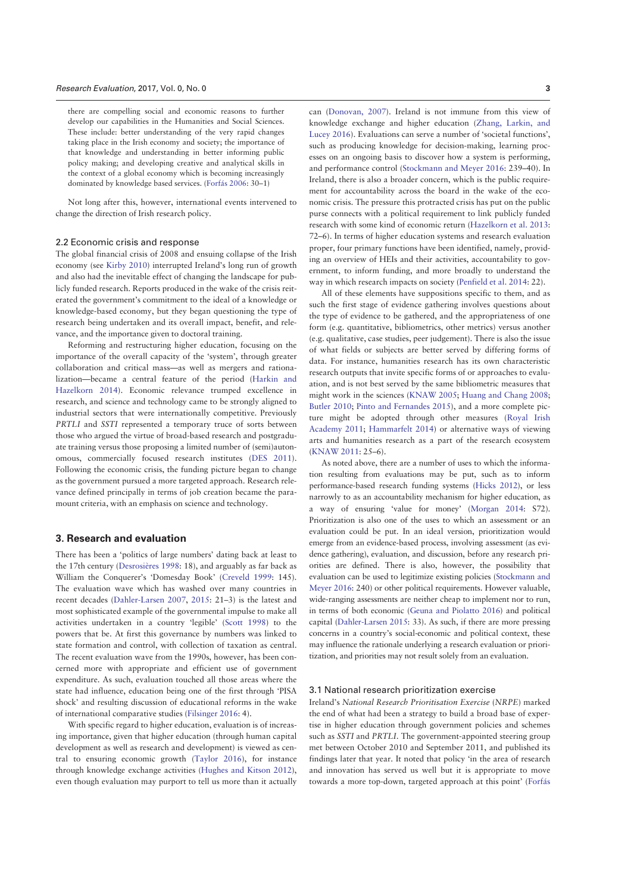> there are compelling social and economic reasons to further develop our capabilities in the Humanities and Social Sciences. These include: better understanding of the very rapid changes taking place in the Irish economy and society; the importance of that knowledge and understanding in better informing public policy making; and developing creative and analytical skills in the context of a global economy which is becoming increasingly dominated by knowledge based services. (Forfás 2006: 30–1)

Not long after this, however, international events intervened to change the direction of Irish research policy.

### 2.2 Economic crisis and response

The global financial crisis of 2008 and ensuing collapse of the Irish economy (see Kirby 2010) interrupted Ireland's long run of growth and also had the inevitable effect of changing the landscape for publicly funded research. Reports produced in the wake of the crisis reiterated the government's commitment to the ideal of a knowledge or knowledge-based economy, but they began questioning the type of research being undertaken and its overall impact, benefit, and relevance, and the importance given to doctoral training.

Reforming and restructuring higher education, focusing on the importance of the overall capacity of the 'system', through greater collaboration and critical mass—as well as mergers and rationalization—became a central feature of the period (Harkin and Hazelkorn 2014). Economic relevance trumped excellence in research, and science and technology came to be strongly aligned to industrial sectors that were internationally competitive. Previously *PRTLI* and *SSTI* represented a temporary truce of sorts between those who argued the virtue of broad-based research and postgraduate training versus those proposing a limited number of (semi)autonomous, commercially focused research institutes (DES 2011). Following the economic crisis, the funding picture began to change as the government pursued a more targeted approach. Research relevance defined principally in terms of job creation became the paramount criteria, with an emphasis on science and technology.

## 3. Research and evaluation

There has been a 'politics of large numbers' dating back at least to the 17th century (Desrosières 1998: 18), and arguably as far back as William the Conquerer's 'Domesday Book' (Creveld 1999: 145). The evaluation wave which has washed over many countries in recent decades (Dahler-Larsen 2007, 2015: 21–3) is the latest and most sophisticated example of the governmental impulse to make all activities undertaken in a country 'legible' (Scott 1998) to the powers that be. At first this governance by numbers was linked to state formation and control, with collection of taxation as central. The recent evaluation wave from the 1990s, however, has been concerned more with appropriate and efficient use of government expenditure. As such, evaluation touched all those areas where the state had influence, education being one of the first through 'PISA shock' and resulting discussion of educational reforms in the wake of international comparative studies (Filsinger 2016: 4).

With specific regard to higher education, evaluation is of increasing importance, given that higher education (through human capital development as well as research and development) is viewed as central to ensuring economic growth (Taylor 2016), for instance through knowledge exchange activities (Hughes and Kitson 2012), even though evaluation may purport to tell us more than it actually can (Donovan, 2007). Ireland is not immune from this view of knowledge exchange and higher education (Zhang, Larkin, and Lucey 2016). Evaluations can serve a number of 'societal functions', such as producing knowledge for decision-making, learning processes on an ongoing basis to discover how a system is performing, and performance control (Stockmann and Meyer 2016: 239–40). In Ireland, there is also a broader concern, which is the public requirement for accountability across the board in the wake of the economic crisis. The pressure this protracted crisis has put on the public purse connects with a political requirement to link publicly funded research with some kind of economic return (Hazelkorn et al. 2013: 72–6). In terms of higher education systems and research evaluation proper, four primary functions have been identified, namely, providing an overview of HEIs and their activities, accountability to government, to inform funding, and more broadly to understand the way in which research impacts on society (Penfield et al. 2014: 22).

All of these elements have suppositions specific to them, and as such the first stage of evidence gathering involves questions about the type of evidence to be gathered, and the appropriateness of one form (e.g. quantitative, bibliometrics, other metrics) versus another (e.g. qualitative, case studies, peer judgement). There is also the issue of what fields or subjects are better served by differing forms of data. For instance, humanities research has its own characteristic research outputs that invite specific forms of or approaches to evaluation, and is not best served by the same bibliometric measures that might work in the sciences (KNAW 2005; Huang and Chang 2008; Butler 2010; Pinto and Fernandes 2015), and a more complete picture might be adopted through other measures (Royal Irish Academy 2011; Hammarfelt 2014) or alternative ways of viewing arts and humanities research as a part of the research ecosystem (KNAW 2011: 25–6).

As noted above, there are a number of uses to which the information resulting from evaluations may be put, such as to inform performance-based research funding systems (Hicks 2012), or less narrowly to as an accountability mechanism for higher education, as a way of ensuring 'value for money' (Morgan 2014: S72). Prioritization is also one of the uses to which an assessment or an evaluation could be put. In an ideal version, prioritization would emerge from an evidence-based process, involving assessment (as evidence gathering), evaluation, and discussion, before any research priorities are defined. There is also, however, the possibility that evaluation can be used to legitimize existing policies (Stockmann and Meyer 2016: 240) or other political requirements. However valuable, wide-ranging assessments are neither cheap to implement nor to run, in terms of both economic (Geuna and Piolatto 2016) and political capital (Dahler-Larsen 2015: 33). As such, if there are more pressing concerns in a country's social-economic and political context, these may influence the rationale underlying a research evaluation or prioritization, and priorities may not result solely from an evaluation.

### 3.1 National research prioritization exercise

Ireland's *National Research Prioritisation Exercise* (*NRPE*) marked the end of what had been a strategy to build a broad base of expertise in higher education through government policies and schemes such as *SSTI* and *PRTLI*. The government-appointed steering group met between October 2010 and September 2011, and published its findings later that year. It noted that policy 'in the area of research and innovation has served us well but it is appropriate to move towards a more top-down, targeted approach at this point' (Forfás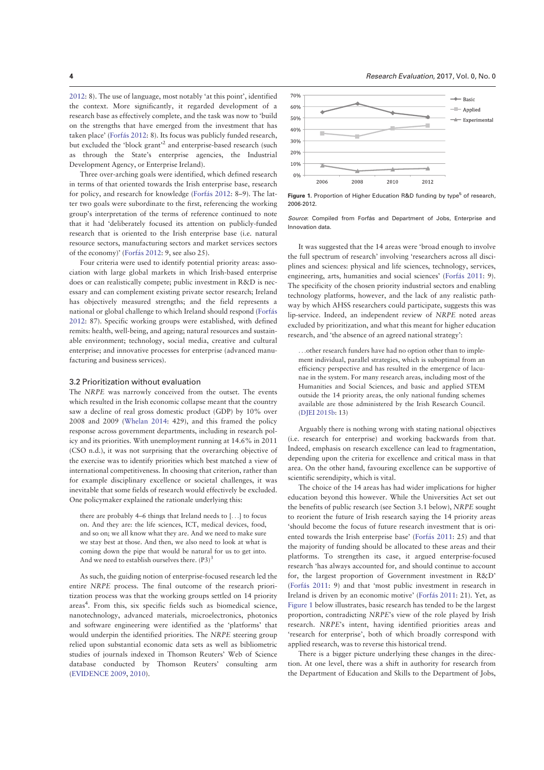2012: 8). The use of language, most notably 'at this point', identified the context. More significantly, it regarded development of a research base as effectively complete, and the task was now to 'build on the strengths that have emerged from the investment that has taken place' (Forfás 2012: 8). Its focus was publicly funded research, but excluded the 'block grant'[2] and enterprise-based research (such as through the State's enterprise agencies, the Industrial Development Agency, or Enterprise Ireland).

Three over-arching goals were identified, which defined research in terms of that oriented towards the Irish enterprise base, research for policy, and research for knowledge (Forfás 2012: 8–9). The latter two goals were subordinate to the first, referencing the working group's interpretation of the terms of reference continued to note that it had 'deliberately focused its attention on publicly-funded research that is oriented to the Irish enterprise base (i.e. natural resource sectors, manufacturing sectors and market services sectors of the economy)' (Forfás 2012: 9, see also 25).

Four criteria were used to identify potential priority areas: association with large global markets in which Irish-based enterprise does or can realistically compete; public investment in R&D is necessary and can complement existing private sector research; Ireland has objectively measured strengths; and the field represents a national or global challenge to which Ireland should respond (Forfás 2012: 87). Specific working groups were established, with defined remits: health, well-being, and ageing; natural resources and sustainable environment; technology, social media, creative and cultural enterprise; and innovative processes for enterprise (advanced manufacturing and business services).

### 3.2 Prioritization without evaluation

The *NRPE* was narrowly conceived from the outset. The events which resulted in the Irish economic collapse meant that the country saw a decline of real gross domestic product (GDP) by 10% over 2008 and 2009 (Whelan 2014: 429), and this framed the policy response across government departments, including in research policy and its priorities. With unemployment running at 14.6% in 2011 (CSO n.d.), it was not surprising that the overarching objective of the exercise was to identify priorities which best matched a view of international competitiveness. In choosing that criterion, rather than for example disciplinary excellence or societal challenges, it was inevitable that some fields of research would effectively be excluded. One policymaker explained the rationale underlying this:

> there are probably 4–6 things that Ireland needs to [...] to focus on. And they are: the life sciences, ICT, medical devices, food, nanotechnology, and so on; we all know what they are. And we need to make sure we stay best at those. And then, we also need to look at what is coming down the pipe that would be natural for us to get into. And we need to establish ourselves there. (P3)[3]

As such, the guiding notion of enterprise-focused research led the entire *NRPE* process. The final outcome of the research prioritization process was that the working groups settled on 14 priority areas[4]. From this, six specific fields such as biomedical science, nanotechnology, advanced materials, microelectronics, photonics and software engineering were identified as the 'platforms' that would underpin the identified priorities. The *NRPE* steering group relied upon substantial economic data sets as well as bibliometric studies of journals indexed in Thomson Reuters' Web of Science database conducted by Thomson Reuters' consulting arm (EVIDENCE 2009, 2010).

**Figure 1.** Proportion of Higher Education R&D funding by type[5] of research, 2006-2012.

*Source*: Compiled from Forfás and Department of Jobs, Enterprise and Innovation data.

It was suggested that the 14 areas were 'broad enough to involve the full spectrum of research' involving 'researchers across all disciplines and sciences: physical and life sciences, technology, services, engineering, arts, humanities and social sciences' (Forfás 2011: 9). The specificity of the chosen priority industrial sectors and enabling technology platforms, however, and the lack of any realistic pathway by which AHSS researchers could participate, suggests this was lip-service. Indeed, an independent review of *NRPE* noted areas excluded by prioritization, and what this meant for higher education research, and 'the absence of an agreed national strategy':

> ...other research funders have had no option other than to implement individual, parallel strategies, which is suboptimal from an efficiency perspective and has resulted in the emergence of lacunae in the system. For many research areas, including most of the Humanities and Social Sciences, and basic and applied STEM outside the 14 priority areas, the only national funding schemes available are those administered by the Irish Research Council. (DJEI 2015b: 13)

Arguably there is nothing wrong with stating national objectives (i.e. research for enterprise) and working backwards from that. Indeed, emphasis on research excellence can lead to fragmentation, depending upon the criteria for excellence and critical mass in that area. On the other hand, favouring excellence can be supportive of scientific serendipity, which is vital.

The choice of the 14 areas has had wider implications for higher education beyond this however. While the Universities Act set out the benefits of public research (see Section 3.1 below), *NRPE* sought to reorient the future of Irish research saying the 14 priority areas 'should become the focus of future research investment that is oriented towards the Irish enterprise base' (Forfás 2011: 25) and that the majority of funding should be allocated to these areas and their platforms. To strengthen its case, it argued enterprise-focused research 'has always accounted for, and should continue to account for, the largest proportion of Government investment in R&D' (Forfás 2011: 9) and that 'most public investment in research in Ireland is driven by an economic motive' (Forfás 2011: 21). Yet, as Figure 1 below illustrates, basic research has tended to be the largest proportion, contradicting *NRPE*'s view of the role played by Irish research. *NRPE*'s intent, having identified priorities areas and 'research for enterprise', both of which broadly correspond with applied research, was to reverse this historical trend.

There is a bigger picture underlying these changes in the direction. At one level, there was a shift in authority for research from the Department of Education and Skills to the Department of Jobs,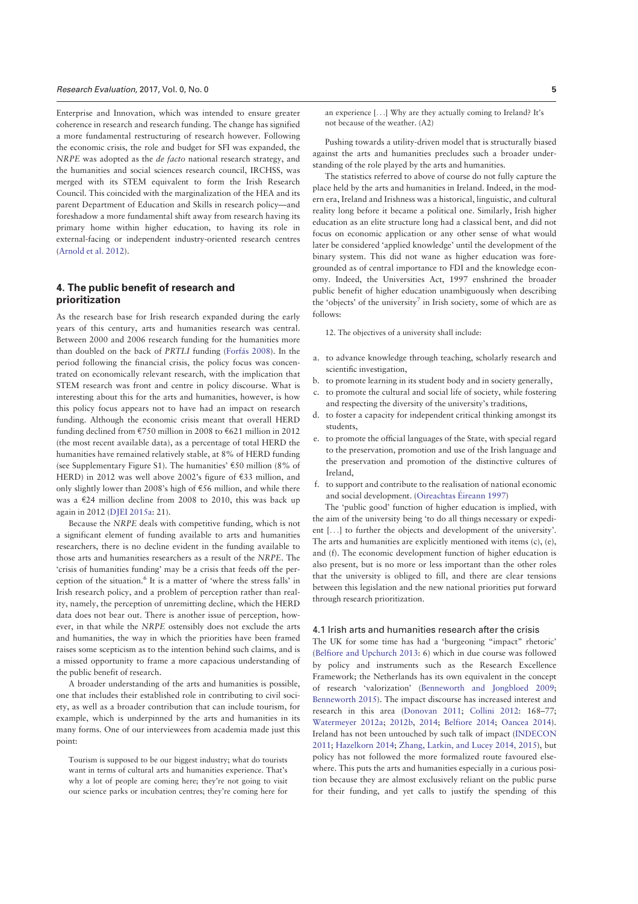Enterprise and Innovation, which was intended to ensure greater coherence in research and research funding. The change has signified a more fundamental restructuring of research however. Following the economic crisis, the role and budget for SFI was expanded, the *NRPE* was adopted as the *de facto* national research strategy, and the humanities and social sciences research council, IRCHSS, was merged with its STEM equivalent to form the Irish Research Council. This coincided with the marginalization of the HEA and its parent Department of Education and Skills in research policy—and foreshadow a more fundamental shift away from research having its primary home within higher education, to having its role in external-facing or independent industry-oriented research centres (Arnold et al. 2012).

## 4. The public benefit of research and prioritization

As the research base for Irish research expanded during the early years of this century, arts and humanities research was central. Between 2000 and 2006 research funding for the humanities more than doubled on the back of *PRTLI* funding (Forfás 2008). In the period following the financial crisis, the policy focus was concentrated on economically relevant research, with the implication that STEM research was front and centre in policy discourse. What is interesting about this for the arts and humanities, however, is how this policy focus appears not to have had an impact on research funding. Although the economic crisis meant that overall HERD funding declined from €750 million in 2008 to €621 million in 2012 (the most recent available data), as a percentage of total HERD the humanities have remained relatively stable, at 8% of HERD funding (see Supplementary Figure S1). The humanities' €50 million (8% of HERD) in 2012 was well above 2002's figure of €33 million, and only slightly lower than 2008's high of €56 million, and while there was a €24 million decline from 2008 to 2010, this was back up again in 2012 (DJEI 2015a: 21).

Because the *NRPE* deals with competitive funding, which is not a significant element of funding available to arts and humanities researchers, there is no decline evident in the funding available to those arts and humanities researchers as a result of the *NRPE*. The 'crisis of humanities funding' may be a crisis that feeds off the perception of the situation.[6] It is a matter of 'where the stress falls' in Irish research policy, and a problem of perception rather than reality, namely, the perception of unremitting decline, which the HERD data does not bear out. There is another issue of perception, however, in that while the *NRPE* ostensibly does not exclude the arts and humanities, the way in which the priorities have been framed raises some scepticism as to the intention behind such claims, and is a missed opportunity to frame a more capacious understanding of the public benefit of research.

A broader understanding of the arts and humanities is possible, one that includes their established role in contributing to civil society, as well as a broader contribution that can include tourism, for example, which is underpinned by the arts and humanities in its many forms. One of our interviewees from academia made just this point:

> Tourism is supposed to be our biggest industry; what do tourists want in terms of cultural arts and humanities experience. That's why a lot of people are coming here; they're not going to visit our science parks or incubation centres; they're coming here for an experience [...] Why are they actually coming to Ireland? It's not because of the weather. (A2)

Pushing towards a utility-driven model that is structurally biased against the arts and humanities precludes such a broader understanding of the role played by the arts and humanities.

The statistics referred to above of course do not fully capture the place held by the arts and humanities in Ireland. Indeed, in the modern era, Ireland and Irishness was a historical, linguistic, and cultural reality long before it became a political one. Similarly, Irish higher education as an elite structure long had a classical bent, and did not focus on economic application or any other sense of what would later be considered 'applied knowledge' until the development of the binary system. This did not wane as higher education was foregrounded as of central importance to FDI and the knowledge economy. Indeed, the Universities Act, 1997 enshrined the broader public benefit of higher education unambiguously when describing the 'objects' of the university[7] in Irish society, some of which are as follows:

> 12. The objectives of a university shall include:
>
> a. to advance knowledge through teaching, scholarly research and scientific investigation,
> b. to promote learning in its student body and in society generally,
> c. to promote the cultural and social life of society, while fostering and respecting the diversity of the university's traditions,
> d. to foster a capacity for independent critical thinking amongst its students,
> e. to promote the official languages of the State, with special regard to the preservation, promotion and use of the Irish language and the preservation and promotion of the distinctive cultures of Ireland,
> f. to support and contribute to the realisation of national economic and social development. (Oireachtas Éireann 1997)

The 'public good' function of higher education is implied, with the aim of the university being 'to do all things necessary or expedient [...] to further the objects and development of the university'. The arts and humanities are explicitly mentioned with items (c), (e), and (f). The economic development function of higher education is also present, but is no more or less important than the other roles that the university is obliged to fill, and there are clear tensions between this legislation and the new national priorities put forward through research prioritization.

### 4.1 Irish arts and humanities research after the crisis

The UK for some time has had a 'burgeoning "impact" rhetoric' (Belfiore and Upchurch 2013: 6) which in due course was followed by policy and instruments such as the Research Excellence Framework; the Netherlands has its own equivalent in the concept of research 'valorization' (Benneworth and Jongbloed 2009; Benneworth 2015). The impact discourse has increased interest and research in this area (Donovan 2011; Collini 2012: 168–77; Watermeyer 2012a; 2012b, 2014; Belfiore 2014; Oancea 2014). Ireland has not been untouched by such talk of impact (INDECON 2011; Hazelkorn 2014; Zhang, Larkin, and Lucey 2014, 2015), but policy has not followed the more formalized route favoured elsewhere. This puts the arts and humanities especially in a curious position because they are almost exclusively reliant on the public purse for their funding, and yet calls to justify the spending of this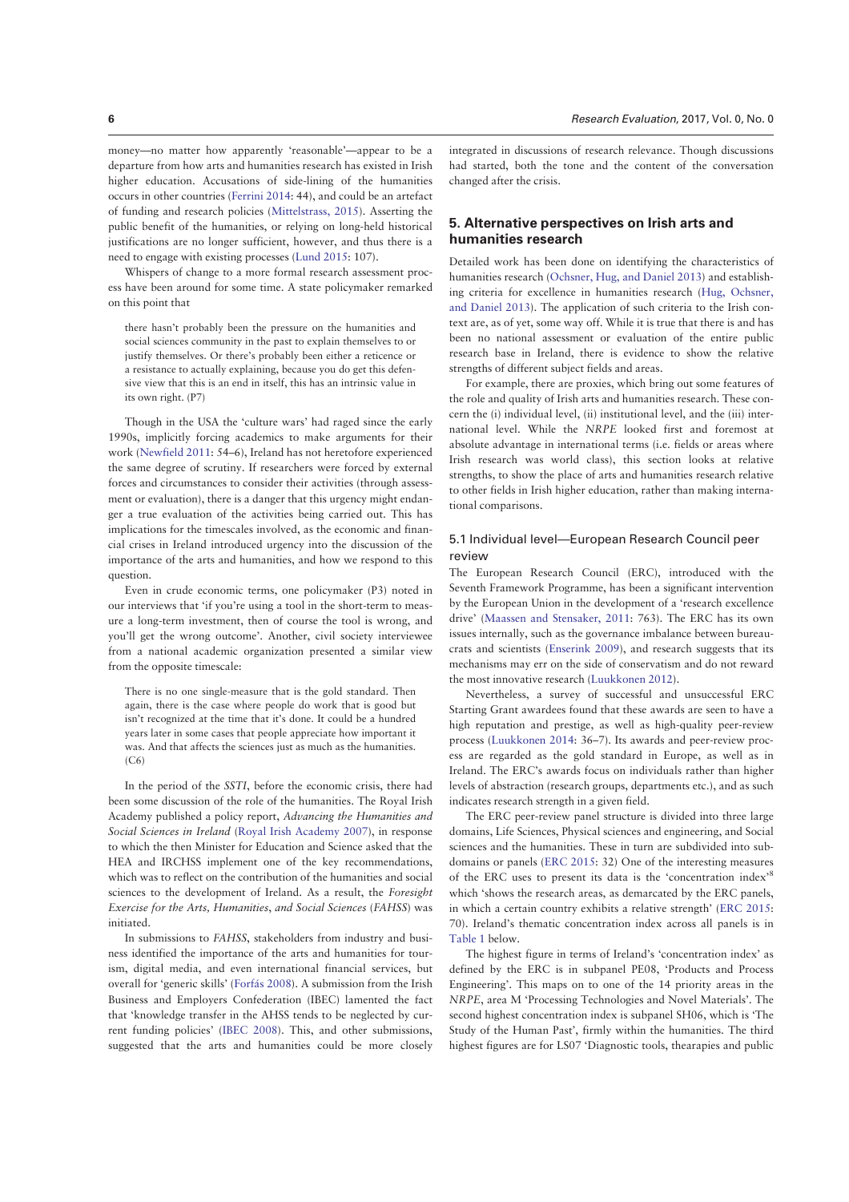money—no matter how apparently 'reasonable'—appear to be a departure from how arts and humanities research has existed in Irish higher education. Accusations of side-lining of the humanities occurs in other countries (Ferrini 2014: 44), and could be an artefact of funding and research policies (Mittelstrass, 2015). Asserting the public benefit of the humanities, or relying on long-held historical justifications are no longer sufficient, however, and thus there is a need to engage with existing processes (Lund 2015: 107).

Whispers of change to a more formal research assessment process have been around for some time. A state policymaker remarked on this point that

> there hasn't probably been the pressure on the humanities and social sciences community in the past to explain themselves to or justify themselves. Or there's probably been either a reticence or a resistance to actually explaining, because you do get this defensive view that this is an end in itself, this has an intrinsic value in its own right. (P7)

Though in the USA the 'culture wars' had raged since the early 1990s, implicitly forcing academics to make arguments for their work (Newfield 2011: 54–6), Ireland has not heretofore experienced the same degree of scrutiny. If researchers were forced by external forces and circumstances to consider their activities (through assessment or evaluation), there is a danger that this urgency might endanger a true evaluation of the activities being carried out. This has implications for the timescales involved, as the economic and financial crises in Ireland introduced urgency into the discussion of the importance of the arts and humanities, and how we respond to this question.

Even in crude economic terms, one policymaker (P3) noted in our interviews that 'if you're using a tool in the short-term to measure a long-term investment, then of course the tool is wrong, and you'll get the wrong outcome'. Another, civil society interviewee from a national academic organization presented a similar view from the opposite timescale:

> There is no one single-measure that is the gold standard. Then again, there is the case where people do work that is good but isn't recognized at the time that it's done. It could be a hundred years later in some cases that people appreciate how important it was. And that affects the sciences just as much as the humanities. (C6)

In the period of the *SSTI*, before the economic crisis, there had been some discussion of the role of the humanities. The Royal Irish Academy published a policy report, *Advancing the Humanities and Social Sciences in Ireland* (Royal Irish Academy 2007), in response to which the then Minister for Education and Science asked that the HEA and IRCHSS implement one of the key recommendations, which was to reflect on the contribution of the humanities and social sciences to the development of Ireland. As a result, the *Foresight Exercise for the Arts, Humanities, and Social Sciences* (*FAHSS*) was initiated.

In submissions to *FAHSS*, stakeholders from industry and business identified the importance of the arts and humanities for tourism, digital media, and even international financial services, but overall for 'generic skills' (Forfás 2008). A submission from the Irish Business and Employers Confederation (IBEC) lamented the fact that 'knowledge transfer in the AHSS tends to be neglected by current funding policies' (IBEC 2008). This, and other submissions, suggested that the arts and humanities could be more closely integrated in discussions of research relevance. Though discussions had started, both the tone and the content of the conversation changed after the crisis.

## 5. Alternative perspectives on Irish arts and humanities research

Detailed work has been done on identifying the characteristics of humanities research (Ochsner, Hug, and Daniel 2013) and establishing criteria for excellence in humanities research (Hug, Ochsner, and Daniel 2013). The application of such criteria to the Irish context are, as of yet, some way off. While it is true that there is and has been no national assessment or evaluation of the entire public research base in Ireland, there is evidence to show the relative strengths of different subject fields and areas.

For example, there are proxies, which bring out some features of the role and quality of Irish arts and humanities research. These concern the (i) individual level, (ii) institutional level, and the (iii) international level. While the *NRPE* looked first and foremost at absolute advantage in international terms (i.e. fields or areas where Irish research was world class), this section looks at relative strengths, to show the place of arts and humanities research relative to other fields in Irish higher education, rather than making international comparisons.

### 5.1 Individual level—European Research Council peer review

The European Research Council (ERC), introduced with the Seventh Framework Programme, has been a significant intervention by the European Union in the development of a 'research excellence drive' (Maassen and Stensaker, 2011: 763). The ERC has its own issues internally, such as the governance imbalance between bureaucrats and scientists (Enserink 2009), and research suggests that its mechanisms may err on the side of conservatism and do not reward the most innovative research (Luukkonen 2012).

Nevertheless, a survey of successful and unsuccessful ERC Starting Grant awardees found that these awards are seen to have a high reputation and prestige, as well as high-quality peer-review process (Luukkonen 2014: 36–7). Its awards and peer-review process are regarded as the gold standard in Europe, as well as in Ireland. The ERC's awards focus on individuals rather than higher levels of abstraction (research groups, departments etc.), and as such indicates research strength in a given field.

The ERC peer-review panel structure is divided into three large domains, Life Sciences, Physical sciences and engineering, and Social sciences and the humanities. These in turn are subdivided into subdomains or panels (ERC 2015: 32) One of the interesting measures of the ERC uses to present its data is the 'concentration index'[8] which 'shows the research areas, as demarcated by the ERC panels, in which a certain country exhibits a relative strength' (ERC 2015: 70). Ireland's thematic concentration index across all panels is in Table 1 below.

The highest figure in terms of Ireland's 'concentration index' as defined by the ERC is in subpanel PE08, 'Products and Process Engineering'. This maps on to one of the 14 priority areas in the *NRPE*, area M 'Processing Technologies and Novel Materials'. The second highest concentration index is subpanel SH06, which is 'The Study of the Human Past', firmly within the humanities. The third highest figures are for LS07 'Diagnostic tools, thearapies and public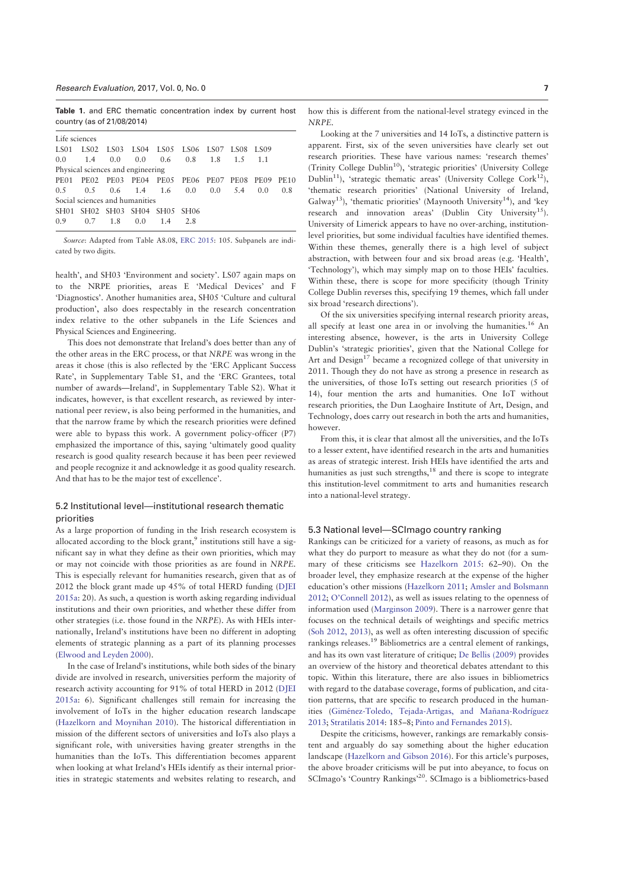**Table 1.** and ERC thematic concentration index by current host country (as of 21/08/2014)

| Life sciences | | | | | | | | | |
|---|---|---|---|---|---|---|---|---|---|
| LS01 | LS02 | LS03 | LS04 | LS05 | LS06 | LS07 | LS08 | LS09 | |
| 0.0 | 1.4 | 0.0 | 0.0 | 0.6 | 0.8 | 1.8 | 1.5 | 1.1 | |
| Physical sciences and engineering | | | | | | | | | |
| PE01 | PE02 | PE03 | PE04 | PE05 | PE06 | PE07 | PE08 | PE09 | PE10 |
| 0.5 | 0.5 | 0.6 | 1.4 | 1.6 | 0.0 | 0.0 | 5.4 | 0.0 | 0.8 |
| Social sciences and humanities | | | | | | | | | |
| SH01 | SH02 | SH03 | SH04 | SH05 | SH06 | | | | |
| 0.9 | 0.7 | 1.8 | 0.0 | 1.4 | 2.8 | | | | |

*Source*: Adapted from Table A8.08, ERC 2015: 105. Subpanels are indicated by two digits.

health', and SH03 'Environment and society'. LS07 again maps on to the NRPE priorities, areas E 'Medical Devices' and F 'Diagnostics'. Another humanities area, SH05 'Culture and cultural production', also does respectably in the research concentration index relative to the other subpanels in the Life Sciences and Physical Sciences and Engineering.

This does not demonstrate that Ireland's does better than any of the other areas in the ERC process, or that *NRPE* was wrong in the areas it chose (this is also reflected by the 'ERC Applicant Success Rate', in Supplementary Table S1, and the 'ERC Grantees, total number of awards—Ireland', in Supplementary Table S2). What it indicates, however, is that excellent research, as reviewed by international peer review, is also being performed in the humanities, and that the narrow frame by which the research priorities were defined were able to bypass this work. A government policy-officer (P7) emphasized the importance of this, saying 'ultimately good quality research is good quality research because it has been peer reviewed and people recognize it and acknowledge it as good quality research. And that has to be the major test of excellence'.

## 5.2 Institutional level—institutional research thematic priorities

As a large proportion of funding in the Irish research ecosystem is allocated according to the block grant,[9] institutions still have a significant say in what they define as their own priorities, which may or may not coincide with those priorities as are found in *NRPE*. This is especially relevant for humanities research, given that as of 2012 the block grant made up 45% of total HERD funding (DJEI 2015a: 20). As such, a question is worth asking regarding individual institutions and their own priorities, and whether these differ from other strategies (i.e. those found in the *NRPE*). As with HEIs internationally, Ireland's institutions have been no different in adopting elements of strategic planning as a part of its planning processes (Elwood and Leyden 2000).

In the case of Ireland's institutions, while both sides of the binary divide are involved in research, universities perform the majority of research activity accounting for 91% of total HERD in 2012 (DJEI 2015a: 6). Significant challenges still remain for increasing the involvement of IoTs in the higher education research landscape (Hazelkorn and Moynihan 2010). The historical differentiation in mission of the different sectors of universities and IoTs also plays a significant role, with universities having greater strengths in the humanities than the IoTs. This differentiation becomes apparent when looking at what Ireland's HEIs identify as their internal priorities in strategic statements and websites relating to research, and how this is different from the national-level strategy evinced in the *NRPE*.

Looking at the 7 universities and 14 IoTs, a distinctive pattern is apparent. First, six of the seven universities have clearly set out research priorities. These have various names: 'research themes' (Trinity College Dublin[10]), 'strategic priorities' (University College Dublin[11]), 'strategic thematic areas' (University College Cork[12]), 'thematic research priorities' (National University of Ireland, Galway[13]), 'thematic priorities' (Maynooth University[14]), and 'key research and innovation areas' (Dublin City University[15]). University of Limerick appears to have no over-arching, institution-level priorities, but some individual faculties have identified themes. Within these themes, generally there is a high level of subject abstraction, with between four and six broad areas (e.g. 'Health', 'Technology'), which may simply map on to those HEIs' faculties. Within these, there is scope for more specificity (though Trinity College Dublin reverses this, specifying 19 themes, which fall under six broad 'research directions').

Of the six universities specifying internal research priority areas, all specify at least one area in or involving the humanities.[16] An interesting absence, however, is the arts in University College Dublin's 'strategic priorities', given that the National College for Art and Design[17] became a recognized college of that university in 2011. Though they do not have as strong a presence in research as the universities, of those IoTs setting out research priorities (5 of 14), four mention the arts and humanities. One IoT without research priorities, the Dun Laoghaire Institute of Art, Design, and Technology, does carry out research in both the arts and humanities, however.

From this, it is clear that almost all the universities, and the IoTs to a lesser extent, have identified research in the arts and humanities as areas of strategic interest. Irish HEIs have identified the arts and humanities as just such strengths,[18] and there is scope to integrate this institution-level commitment to arts and humanities research into a national-level strategy.

## 5.3 National level—SCImago country ranking

Rankings can be criticized for a variety of reasons, as much as for what they do purport to measure as what they do not (for a summary of these criticisms see Hazelkorn 2015: 62–90). On the broader level, they emphasize research at the expense of the higher education's other missions (Hazelkorn 2011; Amsler and Bolsmann 2012; O'Connell 2012), as well as issues relating to the openness of information used (Marginson 2009). There is a narrower genre that focuses on the technical details of weightings and specific metrics (Soh 2012, 2013), as well as often interesting discussion of specific rankings releases.[19] Bibliometrics are a central element of rankings, and has its own vast literature of critique; De Bellis (2009) provides an overview of the history and theoretical debates attendant to this topic. Within this literature, there are also issues in bibliometrics with regard to the database coverage, forms of publication, and citation patterns, that are specific to research produced in the humanities (Giménez-Toledo, Tejada-Artigas, and Mañana-Rodríguez 2013; Stratilatis 2014: 185–8; Pinto and Fernandes 2015).

Despite the criticisms, however, rankings are remarkably consistent and arguably do say something about the higher education landscape (Hazelkorn and Gibson 2016). For this article's purposes, the above broader criticisms will be put into abeyance, to focus on SCImago's 'Country Rankings'[20]. SCImago is a bibliometrics-based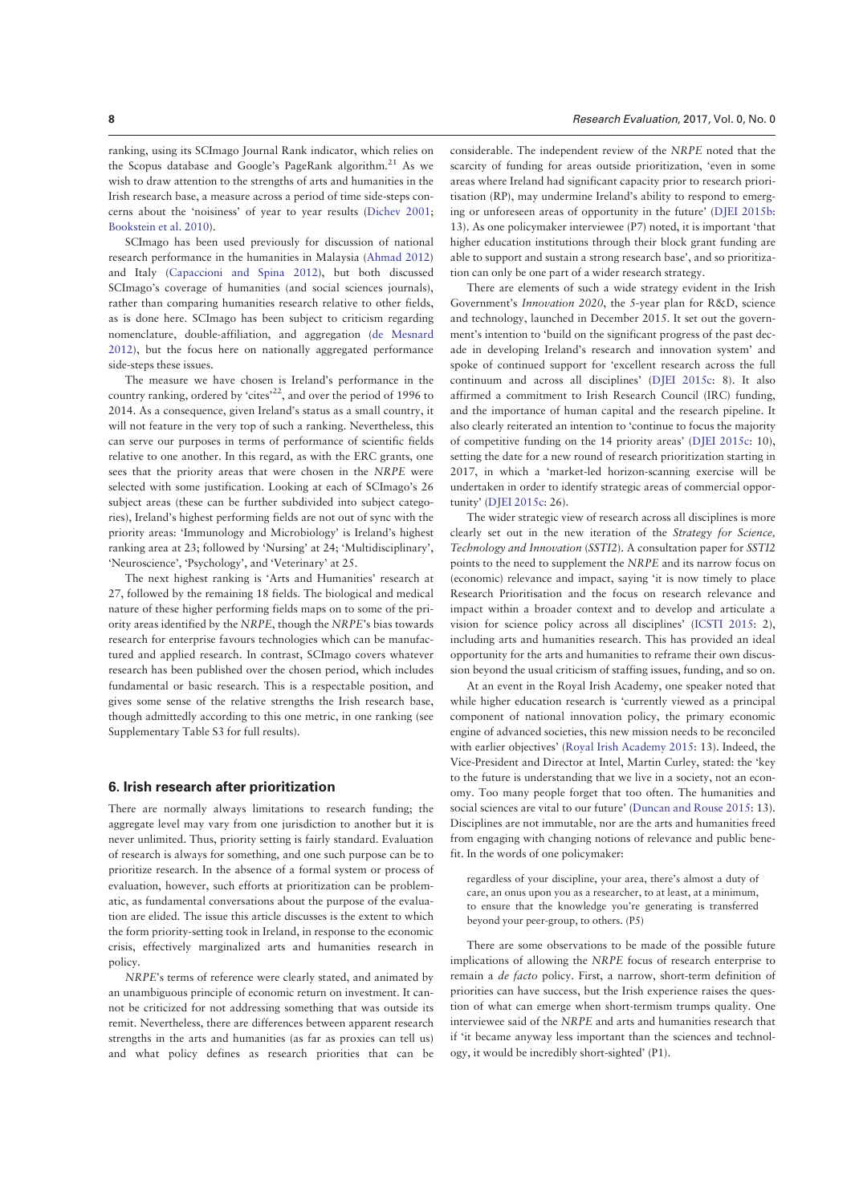ranking, using its SCImago Journal Rank indicator, which relies on the Scopus database and Google's PageRank algorithm.[21] As we wish to draw attention to the strengths of arts and humanities in the Irish research base, a measure across a period of time side-steps concerns about the 'noisiness' of year to year results (Dichev 2001; Bookstein et al. 2010).

SCImago has been used previously for discussion of national research performance in the humanities in Malaysia (Ahmad 2012) and Italy (Capaccioni and Spina 2012), but both discussed SCImago's coverage of humanities (and social sciences journals), rather than comparing humanities research relative to other fields, as is done here. SCImago has been subject to criticism regarding nomenclature, double-affiliation, and aggregation (de Mesnard 2012), but the focus here on nationally aggregated performance side-steps these issues.

The measure we have chosen is Ireland's performance in the country ranking, ordered by 'cites'[22], and over the period of 1996 to 2014. As a consequence, given Ireland's status as a small country, it will not feature in the very top of such a ranking. Nevertheless, this can serve our purposes in terms of performance of scientific fields relative to one another. In this regard, as with the ERC grants, one sees that the priority areas that were chosen in the *NRPE* were selected with some justification. Looking at each of SCImago's 26 subject areas (these can be further subdivided into subject categories), Ireland's highest performing fields are not out of sync with the priority areas: 'Immunology and Microbiology' is Ireland's highest ranking area at 23; followed by 'Nursing' at 24; 'Multidisciplinary', 'Neuroscience', 'Psychology', and 'Veterinary' at 25.

The next highest ranking is 'Arts and Humanities' research at 27, followed by the remaining 18 fields. The biological and medical nature of these higher performing fields maps on to some of the priority areas identified by the *NRPE*, though the *NRPE*'s bias towards research for enterprise favours technologies which can be manufactured and applied research. In contrast, SCImago covers whatever research has been published over the chosen period, which includes fundamental or basic research. This is a respectable position, and gives some sense of the relative strengths the Irish research base, though admittedly according to this one metric, in one ranking (see Supplementary Table S3 for full results).

## 6. Irish research after prioritization

There are normally always limitations to research funding; the aggregate level may vary from one jurisdiction to another but it is never unlimited. Thus, priority setting is fairly standard. Evaluation of research is always for something, and one such purpose can be to prioritize research. In the absence of a formal system or process of evaluation, however, such efforts at prioritization can be problematic, as fundamental conversations about the purpose of the evaluation are elided. The issue this article discusses is the extent to which the form priority-setting took in Ireland, in response to the economic crisis, effectively marginalized arts and humanities research in policy.

*NRPE*'s terms of reference were clearly stated, and animated by an unambiguous principle of economic return on investment. It cannot be criticized for not addressing something that was outside its remit. Nevertheless, there are differences between apparent research strengths in the arts and humanities (as far as proxies can tell us) and what policy defines as research priorities that can be considerable. The independent review of the *NRPE* noted that the scarcity of funding for areas outside prioritization, 'even in some areas where Ireland had significant capacity prior to research prioritisation (RP), may undermine Ireland's ability to respond to emerging or unforeseen areas of opportunity in the future' (DJEI 2015b: 13). As one policymaker interviewee (P7) noted, it is important 'that higher education institutions through their block grant funding are able to support and sustain a strong research base', and so prioritization can only be one part of a wider research strategy.

There are elements of such a wide strategy evident in the Irish Government's *Innovation 2020*, the 5-year plan for R&D, science and technology, launched in December 2015. It set out the government's intention to 'build on the significant progress of the past decade in developing Ireland's research and innovation system' and spoke of continued support for 'excellent research across the full continuum and across all disciplines' (DJEI 2015c: 8). It also affirmed a commitment to Irish Research Council (IRC) funding, and the importance of human capital and the research pipeline. It also clearly reiterated an intention to 'continue to focus the majority of competitive funding on the 14 priority areas' (DJEI 2015c: 10), setting the date for a new round of research prioritization starting in 2017, in which a 'market-led horizon-scanning exercise will be undertaken in order to identify strategic areas of commercial opportunity' (DJEI 2015c: 26).

The wider strategic view of research across all disciplines is more clearly set out in the new iteration of the *Strategy for Science, Technology and Innovation* (*SSTI2*). A consultation paper for *SSTI2* points to the need to supplement the *NRPE* and its narrow focus on (economic) relevance and impact, saying 'it is now timely to place Research Prioritisation and the focus on research relevance and impact within a broader context and to develop and articulate a vision for science policy across all disciplines' (ICSTI 2015: 2), including arts and humanities research. This has provided an ideal opportunity for the arts and humanities to reframe their own discussion beyond the usual criticism of staffing issues, funding, and so on.

At an event in the Royal Irish Academy, one speaker noted that while higher education research is 'currently viewed as a principal component of national innovation policy, the primary economic engine of advanced societies, this new mission needs to be reconciled with earlier objectives' (Royal Irish Academy 2015: 13). Indeed, the Vice-President and Director at Intel, Martin Curley, stated: the 'key to the future is understanding that we live in a society, not an economy. Too many people forget that too often. The humanities and social sciences are vital to our future' (Duncan and Rouse 2015: 13). Disciplines are not immutable, nor are the arts and humanities freed from engaging with changing notions of relevance and public benefit. In the words of one policymaker:

> regardless of your discipline, your area, there's almost a duty of care, an onus upon you as a researcher, to at least, at a minimum, to ensure that the knowledge you're generating is transferred beyond your peer-group, to others. (P5)

There are some observations to be made of the possible future implications of allowing the *NRPE* focus of research enterprise to remain a *de facto* policy. First, a narrow, short-term definition of priorities can have success, but the Irish experience raises the question of what can emerge when short-termism trumps quality. One interviewee said of the *NRPE* and arts and humanities research that if 'it became anyway less important than the sciences and technology, it would be incredibly short-sighted' (P1).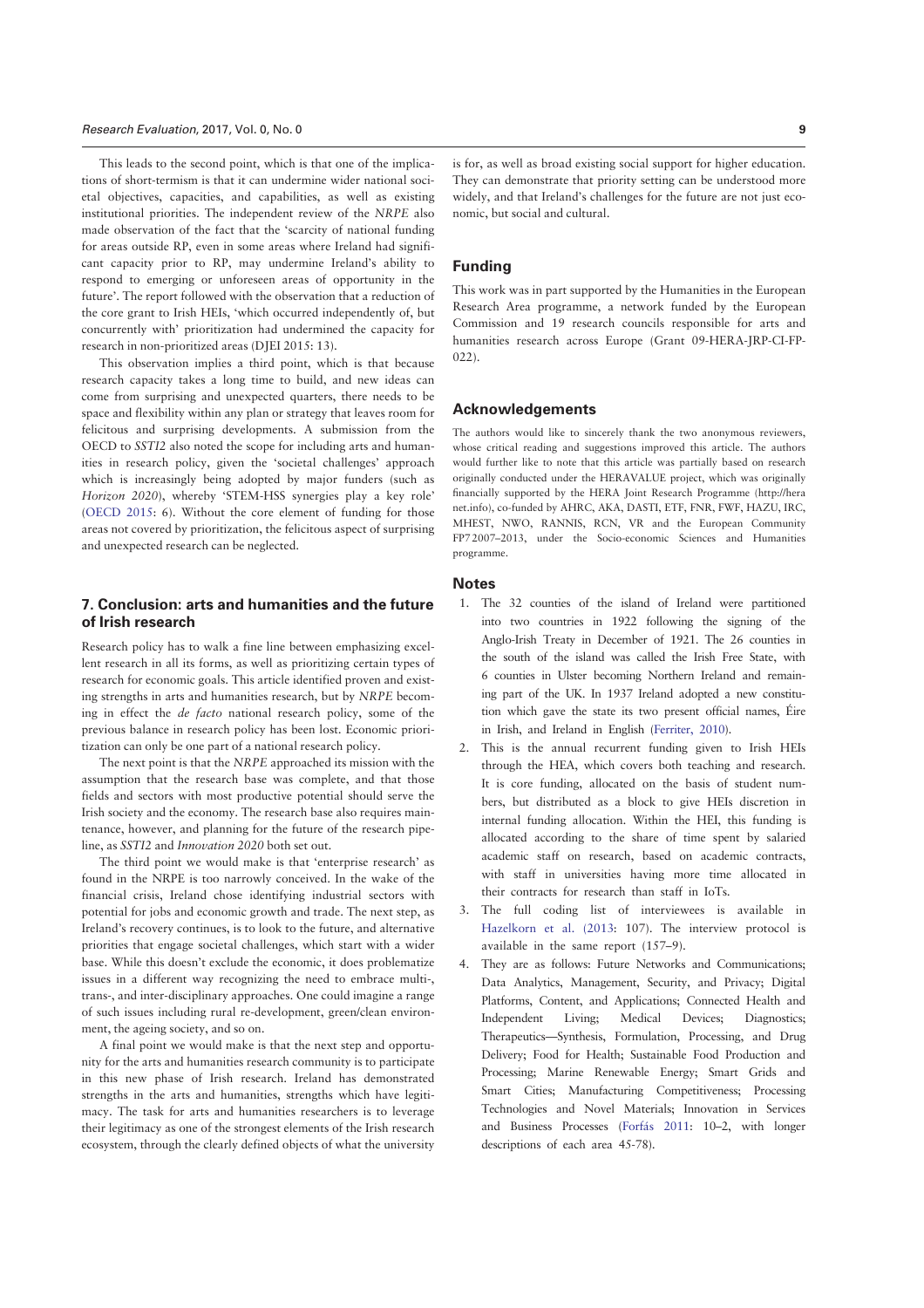This leads to the second point, which is that one of the implications of short-termism is that it can undermine wider national societal objectives, capacities, and capabilities, as well as existing institutional priorities. The independent review of the *NRPE* also made observation of the fact that the 'scarcity of national funding for areas outside RP, even in some areas where Ireland had significant capacity prior to RP, may undermine Ireland's ability to respond to emerging or unforeseen areas of opportunity in the future'. The report followed with the observation that a reduction of the core grant to Irish HEIs, 'which occurred independently of, but concurrently with' prioritization had undermined the capacity for research in non-prioritized areas (DJEI 2015: 13).

This observation implies a third point, which is that because research capacity takes a long time to build, and new ideas can come from surprising and unexpected quarters, there needs to be space and flexibility within any plan or strategy that leaves room for felicitous and surprising developments. A submission from the OECD to *SSTI2* also noted the scope for including arts and humanities in research policy, given the 'societal challenges' approach which is increasingly being adopted by major funders (such as *Horizon 2020*), whereby 'STEM-HSS synergies play a key role' (OECD 2015: 6). Without the core element of funding for those areas not covered by prioritization, the felicitous aspect of surprising and unexpected research can be neglected.

## 7. Conclusion: arts and humanities and the future of Irish research

Research policy has to walk a fine line between emphasizing excellent research in all its forms, as well as prioritizing certain types of research for economic goals. This article identified proven and existing strengths in arts and humanities research, but by *NRPE* becoming in effect the *de facto* national research policy, some of the previous balance in research policy has been lost. Economic prioritization can only be one part of a national research policy.

The next point is that the *NRPE* approached its mission with the assumption that the research base was complete, and that those fields and sectors with most productive potential should serve the Irish society and the economy. The research base also requires maintenance, however, and planning for the future of the research pipeline, as *SSTI2* and *Innovation 2020* both set out.

The third point we would make is that 'enterprise research' as found in the NRPE is too narrowly conceived. In the wake of the financial crisis, Ireland chose identifying industrial sectors with potential for jobs and economic growth and trade. The next step, as Ireland's recovery continues, is to look to the future, and alternative priorities that engage societal challenges, which start with a wider base. While this doesn't exclude the economic, it does problematize issues in a different way recognizing the need to embrace multi-, trans-, and inter-disciplinary approaches. One could imagine a range of such issues including rural re-development, green/clean environment, the ageing society, and so on.

A final point we would make is that the next step and opportunity for the arts and humanities research community is to participate in this new phase of Irish research. Ireland has demonstrated strengths in the arts and humanities, strengths which have legitimacy. The task for arts and humanities researchers is to leverage their legitimacy as one of the strongest elements of the Irish research ecosystem, through the clearly defined objects of what the university is for, as well as broad existing social support for higher education. They can demonstrate that priority setting can be understood more widely, and that Ireland's challenges for the future are not just economic, but social and cultural.

## Funding

This work was in part supported by the Humanities in the European Research Area programme, a network funded by the European Commission and 19 research councils responsible for arts and humanities research across Europe (Grant 09-HERA-JRP-CI-FP-022).

## Acknowledgements

The authors would like to sincerely thank the two anonymous reviewers, whose critical reading and suggestions improved this article. The authors would further like to note that this article was partially based on research originally conducted under the HERAVALUE project, which was originally financially supported by the HERA Joint Research Programme (http://heranet.info), co-funded by AHRC, AKA, DASTI, ETF, FNR, FWF, HAZU, IRC, MHEST, NWO, RANNIS, RCN, VR and the European Community FP7 2007–2013, under the Socio-economic Sciences and Humanities programme.

## Notes

1. The 32 counties of the island of Ireland were partitioned into two countries in 1922 following the signing of the Anglo-Irish Treaty in December of 1921. The 26 counties in the south of the island was called the Irish Free State, with 6 counties in Ulster becoming Northern Ireland and remaining part of the UK. In 1937 Ireland adopted a new constitution which gave the state its two present official names, Éire in Irish, and Ireland in English (Ferriter, 2010).
2. This is the annual recurrent funding given to Irish HEIs through the HEA, which covers both teaching and research. It is core funding, allocated on the basis of student numbers, but distributed as a block to give HEIs discretion in internal funding allocation. Within the HEI, this funding is allocated according to the share of time spent by salaried academic staff on research, based on academic contracts, with staff in universities having more time allocated in their contracts for research than staff in IoTs.
3. The full coding list of interviewees is available in Hazelkorn et al. (2013: 107). The interview protocol is available in the same report (157–9).
4. They are as follows: Future Networks and Communications; Data Analytics, Management, Security, and Privacy; Digital Platforms, Content, and Applications; Connected Health and Independent Living; Medical Devices; Diagnostics; Therapeutics—Synthesis, Formulation, Processing, and Drug Delivery; Food for Health; Sustainable Food Production and Processing; Marine Renewable Energy; Smart Grids and Smart Cities; Manufacturing Competitiveness; Processing Technologies and Novel Materials; Innovation in Services and Business Processes (Forfás 2011: 10–2, with longer descriptions of each area 45-78).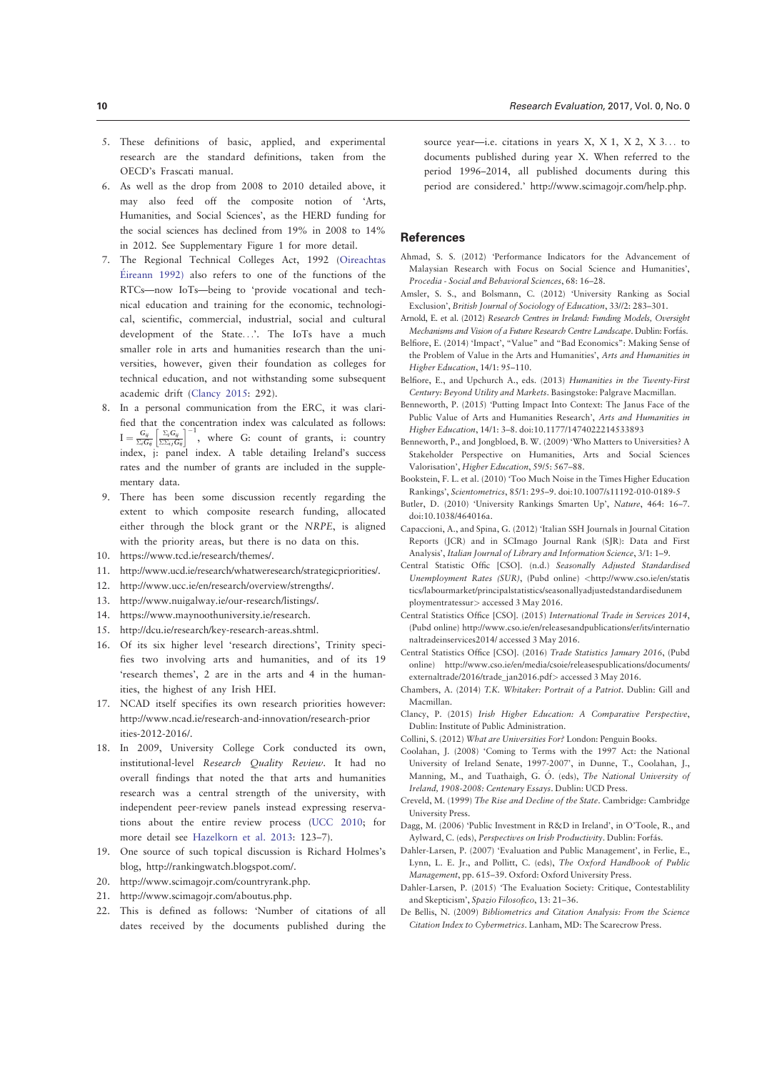5. These definitions of basic, applied, and experimental research are the standard definitions, taken from the OECD's Frascati manual.
6. As well as the drop from 2008 to 2010 detailed above, it may also feed off the composite notion of 'Arts, Humanities, and Social Sciences', as the HERD funding for the social sciences has declined from 19% in 2008 to 14% in 2012. See Supplementary Figure 1 for more detail.
7. The Regional Technical Colleges Act, 1992 (Oireachtas Éireann 1992) also refers to one of the functions of the RTCs—now IoTs—being to 'provide vocational and technical education and training for the economic, technological, scientific, commercial, industrial, social and cultural development of the State...'. The IoTs have a much smaller role in arts and humanities research than the universities, however, given their foundation as colleges for technical education, and not withstanding some subsequent academic drift (Clancy 2015: 292).
8. In a personal communication from the ERC, it was clarified that the concentration index was calculated as follows: $I = \frac{G_{ij}}{\sum_i G_{ij}} \left[ \frac{\Sigma_j G_{ij}}{\Sigma \Sigma_{i,j} G_{ij}} \right]^{-1}$, where G: count of grants, i: country index, j: panel index. A table detailing Ireland's success rates and the number of grants are included in the supplementary data.
9. There has been some discussion recently regarding the extent to which composite research funding, allocated either through the block grant or the *NRPE*, is aligned with the priority areas, but there is no data on this.
10. https://www.tcd.ie/research/themes/.
11. http://www.ucd.ie/research/whatweresearch/strategicpriorities/.
12. http://www.ucc.ie/en/research/overview/strengths/.
13. http://www.nuigalway.ie/our-research/listings/.
14. https://www.maynoothuniversity.ie/research.
15. http://dcu.ie/research/key-research-areas.shtml.
16. Of its six higher level 'research directions', Trinity specifies two involving arts and humanities, and of its 19 'research themes', 2 are in the arts and 4 in the humanities, the highest of any Irish HEI.
17. NCAD itself specifies its own research priorities however: http://www.ncad.ie/research-and-innovation/research-priorities-2012-2016/.
18. In 2009, University College Cork conducted its own, institutional-level *Research Quality Review*. It had no overall findings that noted the that arts and humanities research was a central strength of the university, with independent peer-review panels instead expressing reservations about the entire review process (UCC 2010; for more detail see Hazelkorn et al. 2013: 123–7).
19. One source of such topical discussion is Richard Holmes's blog, http://rankingwatch.blogspot.com/.
20. http://www.scimagojr.com/countryrank.php.
21. http://www.scimagojr.com/aboutus.php.
22. This is defined as follows: 'Number of citations of all dates received by the documents published during the source year—i.e. citations in years X, X 1, X 2, X 3... to documents published during year X. When referred to the period 1996–2014, all published documents during this period are considered.' http://www.scimagojr.com/help.php.

## References

Ahmad, S. S. (2012) 'Performance Indicators for the Advancement of Malaysian Research with Focus on Social Science and Humanities', *Procedia - Social and Behavioral Sciences*, 68: 16–28.

Amsler, S. S., and Bolsmann, C. (2012) 'University Ranking as Social Exclusion', *British Journal of Sociology of Education*, 33//2: 283–301.

Arnold, E. et al. (2012) *Research Centres in Ireland: Funding Models, Oversight Mechanisms and Vision of a Future Research Centre Landscape*. Dublin: Forfás.

Belfiore, E. (2014) 'Impact', "Value" and "Bad Economics": Making Sense of the Problem of Value in the Arts and Humanities', *Arts and Humanities in Higher Education*, 14/1: 95–110.

Belfiore, E., and Upchurch A., eds. (2013) *Humanities in the Twenty-First Century: Beyond Utility and Markets*. Basingstoke: Palgrave Macmillan.

Benneworth, P. (2015) 'Putting Impact Into Context: The Janus Face of the Public Value of Arts and Humanities Research', *Arts and Humanities in Higher Education*, 14/1: 3–8. doi:10.1177/1474022214533893

Benneworth, P., and Jongbloed, B. W. (2009) 'Who Matters to Universities? A Stakeholder Perspective on Humanities, Arts and Social Sciences Valorisation', *Higher Education*, 59/5: 567–88.

Bookstein, F. L. et al. (2010) 'Too Much Noise in the Times Higher Education Rankings', *Scientometrics*, 85/1: 295–9. doi:10.1007/s11192-010-0189-5

Butler, D. (2010) 'University Rankings Smarten Up', *Nature*, 464: 16–7. doi:10.1038/464016a.

Capaccioni, A., and Spina, G. (2012) 'Italian SSH Journals in Journal Citation Reports (JCR) and in SCImago Journal Rank (SJR): Data and First Analysis', *Italian Journal of Library and Information Science*, 3/1: 1–9.

Central Statistic Offic [CSO]. (n.d.) *Seasonally Adjusted Standardised Unemployment Rates (SUR)*, (Pubd online) <http://www.cso.ie/en/statistics/labourmarket/principalstatistics/seasonallyadjustedstandardisedunemploymentratessur> accessed 3 May 2016.

Central Statistics Office [CSO]. (2015) *International Trade in Services 2014*, (Pubd online) http://www.cso.ie/en/releasesandpublications/er/its/internationaltradeinservices2014/ accessed 3 May 2016.

Central Statistics Office [CSO]. (2016) *Trade Statistics January 2016*, (Pubd online) http://www.cso.ie/en/media/csoie/releasespublications/documents/externaltrade/2016/trade_jan2016.pdf> accessed 3 May 2016.

Chambers, A. (2014) *T.K. Whitaker: Portrait of a Patriot*. Dublin: Gill and Macmillan.

Clancy, P. (2015) *Irish Higher Education: A Comparative Perspective*, Dublin: Institute of Public Administration.

Collini, S. (2012) *What are Universities For?* London: Penguin Books.

Coolahan, J. (2008) 'Coming to Terms with the 1997 Act: the National University of Ireland Senate, 1997-2007', in Dunne, T., Coolahan, J., Manning, M., and Tuathaigh, G. Ó. (eds), *The National University of Ireland, 1908-2008: Centenary Essays*. Dublin: UCD Press.

Creveld, M. (1999) *The Rise and Decline of the State*. Cambridge: Cambridge University Press.

Dagg, M. (2006) 'Public Investment in R&D in Ireland', in O'Toole, R., and Aylward, C. (eds), *Perspectives on Irish Productivity*. Dublin: Forfás.

Dahler-Larsen, P. (2007) 'Evaluation and Public Management', in Ferlie, E., Lynn, L. E. Jr., and Pollitt, C. (eds), *The Oxford Handbook of Public Management*, pp. 615–39. Oxford: Oxford University Press.

Dahler-Larsen, P. (2015) 'The Evaluation Society: Critique, Contestablility and Skepticism', *Spazio Filosofico*, 13: 21–36.

De Bellis, N. (2009) *Bibliometrics and Citation Analysis: From the Science Citation Index to Cybermetrics*. Lanham, MD: The Scarecrow Press.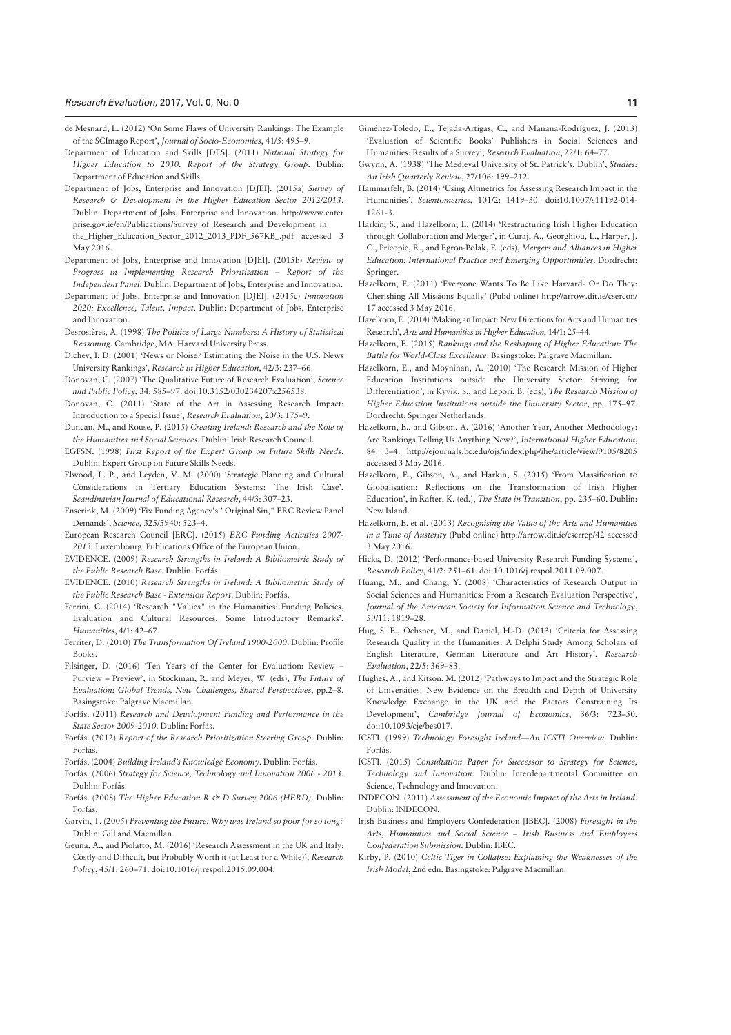de Mesnard, L. (2012) 'On Some Flaws of University Rankings: The Example of the SCImago Report', *Journal of Socio-Economics*, 41/5: 495–9.

Department of Education and Skills [DES]. (2011) *National Strategy for Higher Education to 2030. Report of the Strategy Group*. Dublin: Department of Education and Skills.

Department of Jobs, Enterprise and Innovation [DJEI]. (2015a) *Survey of Research & Development in the Higher Education Sector 2012/2013*. Dublin: Department of Jobs, Enterprise and Innovation. http://www.enterprise.gov.ie/en/Publications/Survey_of_Research_and_Development_in_the_Higher_Education_Sector_2012_2013_PDF_567KB_.pdf accessed 3 May 2016.

Department of Jobs, Enterprise and Innovation [DJEI]. (2015b) *Review of Progress in Implementing Research Prioritisation – Report of the Independent Panel*. Dublin: Department of Jobs, Enterprise and Innovation.

Department of Jobs, Enterprise and Innovation [DJEI]. (2015c) *Innovation 2020: Excellence, Talent, Impact*. Dublin: Department of Jobs, Enterprise and Innovation.

Desrosières, A. (1998) *The Politics of Large Numbers: A History of Statistical Reasoning*. Cambridge, MA: Harvard University Press.

Dichev, I. D. (2001) 'News or Noise? Estimating the Noise in the U.S. News University Rankings', *Research in Higher Education*, 42/3: 237–66.

Donovan, C. (2007) 'The Qualitative Future of Research Evaluation', *Science and Public Policy*, 34: 585–97. doi:10.3152/030234207x256538.

Donovan, C. (2011) 'State of the Art in Assessing Research Impact: Introduction to a Special Issue', *Research Evaluation*, 20/3: 175–9.

Duncan, M., and Rouse, P. (2015) *Creating Ireland: Research and the Role of the Humanities and Social Sciences*. Dublin: Irish Research Council.

EGFSN. (1998) *First Report of the Expert Group on Future Skills Needs*. Dublin: Expert Group on Future Skills Needs.

Elwood, L. P., and Leyden, V. M. (2000) 'Strategic Planning and Cultural Considerations in Tertiary Education Systems: The Irish Case', *Scandinavian Journal of Educational Research*, 44/3: 307–23.

Enserink, M. (2009) 'Fix Funding Agency's "Original Sin," ERC Review Panel Demands', *Science*, 325/5940: 523–4.

European Research Council [ERC]. (2015) *ERC Funding Activities 2007-2013*. Luxembourg: Publications Office of the European Union.

EVIDENCE. (2009) *Research Strengths in Ireland: A Bibliometric Study of the Public Research Base*. Dublin: Forfás.

EVIDENCE. (2010) *Research Strengths in Ireland: A Bibliometric Study of the Public Research Base - Extension Report*. Dublin: Forfás.

Ferrini, C. (2014) 'Research "Values" in the Humanities: Funding Policies, Evaluation and Cultural Resources. Some Introductory Remarks', *Humanities*, 4/1: 42–67.

Ferriter, D. (2010) *The Transformation Of Ireland 1900-2000*. Dublin: Profile Books.

Filsinger, D. (2016) 'Ten Years of the Center for Evaluation: Review – Purview – Preview', in Stockman, R. and Meyer, W. (eds), *The Future of Evaluation: Global Trends, New Challenges, Shared Perspectives*, pp.2–8. Basingstoke: Palgrave Macmillan.

Forfás. (2011) *Research and Development Funding and Performance in the State Sector 2009-2010*. Dublin: Forfás.

Forfás. (2012) *Report of the Research Prioritization Steering Group*. Dublin: Forfás.

Forfás. (2004) *Building Ireland's Knowledge Economy*. Dublin: Forfás.

Forfás. (2006) *Strategy for Science, Technology and Innovation 2006 - 2013*. Dublin: Forfás.

Forfás. (2008) *The Higher Education R & D Survey 2006 (HERD)*. Dublin: Forfás.

Garvin, T. (2005) *Preventing the Future: Why was Ireland so poor for so long?* Dublin: Gill and Macmillan.

Geuna, A., and Piolatto, M. (2016) 'Research Assessment in the UK and Italy: Costly and Difficult, but Probably Worth it (at Least for a While)', *Research Policy*, 45/1: 260–71. doi:10.1016/j.respol.2015.09.004.

Giménez-Toledo, E., Tejada-Artigas, C., and Mañana-Rodríguez, J. (2013) 'Evaluation of Scientific Books' Publishers in Social Sciences and Humanities: Results of a Survey', *Research Evaluation*, 22/1: 64–77.

Gwynn, A. (1938) 'The Medieval University of St. Patrick's, Dublin', *Studies: An Irish Quarterly Review*, 27/106: 199–212.

Hammarfelt, B. (2014) 'Using Altmetrics for Assessing Research Impact in the Humanities', *Scientometrics*, 101/2: 1419–30. doi:10.1007/s11192-014-1261-3.

Harkin, S., and Hazelkorn, E. (2014) 'Restructuring Irish Higher Education through Collaboration and Merger', in Curaj, A., Georghiou, L., Harper, J. C., Pricopie, R., and Egron-Polak, E. (eds), *Mergers and Alliances in Higher Education: International Practice and Emerging Opportunities*. Dordrecht: Springer.

Hazelkorn, E. (2011) 'Everyone Wants To Be Like Harvard- Or Do They: Cherishing All Missions Equally' (Pubd online) http://arrow.dit.ie/csercon/17 accessed 3 May 2016.

Hazelkorn, E. (2014) 'Making an Impact: New Directions for Arts and Humanities Research', *Arts and Humanities in Higher Education*, 14/1: 25–44.

Hazelkorn, E. (2015) *Rankings and the Reshaping of Higher Education: The Battle for World-Class Excellence*. Basingstoke: Palgrave Macmillan.

Hazelkorn, E., and Moynihan, A. (2010) 'The Research Mission of Higher Education Institutions outside the University Sector: Striving for Differentiation', in Kyvik, S., and Lepori, B. (eds), *The Research Mission of Higher Education Institutions outside the University Sector*, pp. 175–97. Dordrecht: Springer Netherlands.

Hazelkorn, E., and Gibson, A. (2016) 'Another Year, Another Methodology: Are Rankings Telling Us Anything New?', *International Higher Education*, 84: 3–4. http://ejournals.bc.edu/ojs/index.php/ihe/article/view/9105/8205 accessed 3 May 2016.

Hazelkorn, E., Gibson, A., and Harkin, S. (2015) 'From Massification to Globalisation: Reflections on the Transformation of Irish Higher Education', in Rafter, K. (ed.), *The State in Transition*, pp. 235–60. Dublin: New Island.

Hazelkorn, E. et al. (2013) *Recognising the Value of the Arts and Humanities in a Time of Austerity* (Pubd online) http://arrow.dit.ie/cserrep/42 accessed 3 May 2016.

Hicks, D. (2012) 'Performance-based University Research Funding Systems', *Research Policy*, 41/2: 251–61. doi:10.1016/j.respol.2011.09.007.

Huang, M., and Chang, Y. (2008) 'Characteristics of Research Output in Social Sciences and Humanities: From a Research Evaluation Perspective', *Journal of the American Society for Information Science and Technology*, 59/11: 1819–28.

Hug, S. E., Ochsner, M., and Daniel, H.-D. (2013) 'Criteria for Assessing Research Quality in the Humanities: A Delphi Study Among Scholars of English Literature, German Literature and Art History', *Research Evaluation*, 22/5: 369–83.

Hughes, A., and Kitson, M. (2012) 'Pathways to Impact and the Strategic Role of Universities: New Evidence on the Breadth and Depth of University Knowledge Exchange in the UK and the Factors Constraining Its Development', *Cambridge Journal of Economics*, 36/3: 723–50. doi:10.1093/cje/bes017.

ICSTI. (1999) *Technology Foresight Ireland—An ICSTI Overview*. Dublin: Forfás.

ICSTI. (2015) *Consultation Paper for Successor to Strategy for Science, Technology and Innovation*. Dublin: Interdepartmental Committee on Science, Technology and Innovation.

INDECON. (2011) *Assessment of the Economic Impact of the Arts in Ireland*. Dublin: INDECON.

Irish Business and Employers Confederation [IBEC]. (2008) *Foresight in the Arts, Humanities and Social Science – Irish Business and Employers Confederation Submission*. Dublin: IBEC.

Kirby, P. (2010) *Celtic Tiger in Collapse: Explaining the Weaknesses of the Irish Model*, 2nd edn. Basingstoke: Palgrave Macmillan.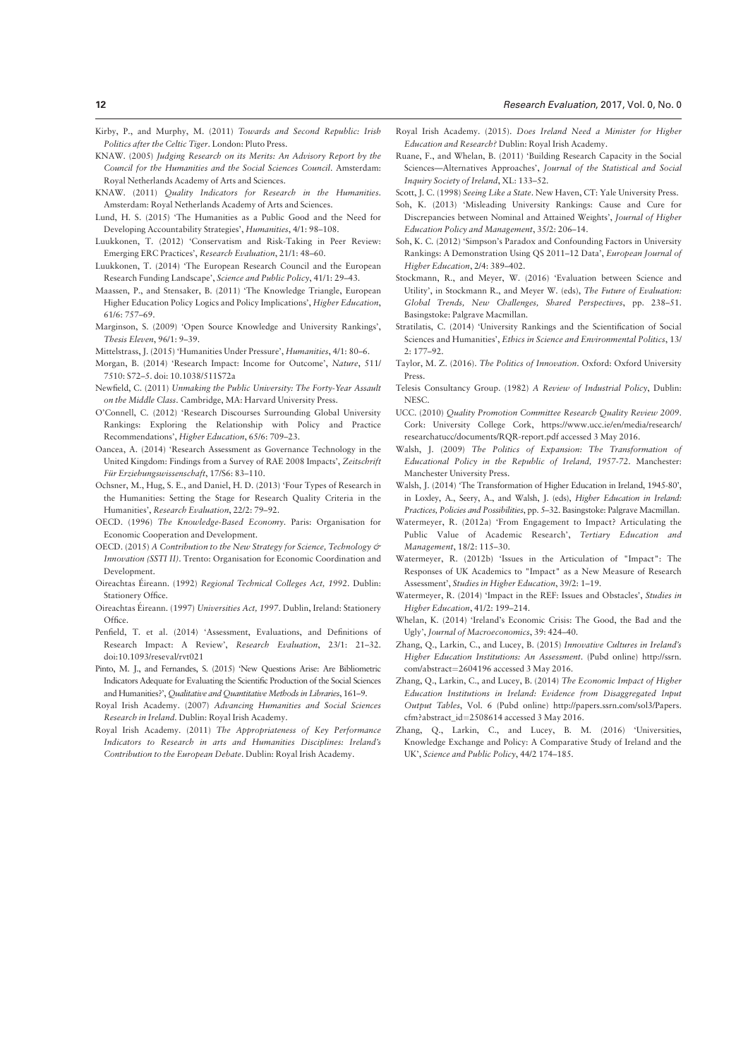Kirby, P., and Murphy, M. (2011) *Towards and Second Republic: Irish Politics after the Celtic Tiger*. London: Pluto Press.

KNAW. (2005) *Judging Research on its Merits: An Advisory Report by the Council for the Humanities and the Social Sciences Council*. Amsterdam: Royal Netherlands Academy of Arts and Sciences.

KNAW. (2011) *Quality Indicators for Research in the Humanities*. Amsterdam: Royal Netherlands Academy of Arts and Sciences.

Lund, H. S. (2015) 'The Humanities as a Public Good and the Need for Developing Accountability Strategies', *Humanities*, 4/1: 98–108.

Luukkonen, T. (2012) 'Conservatism and Risk-Taking in Peer Review: Emerging ERC Practices', *Research Evaluation*, 21/1: 48–60.

Luukkonen, T. (2014) 'The European Research Council and the European Research Funding Landscape', *Science and Public Policy*, 41/1: 29–43.

Maassen, P., and Stensaker, B. (2011) 'The Knowledge Triangle, European Higher Education Policy Logics and Policy Implications', *Higher Education*, 61/6: 757–69.

Marginson, S. (2009) 'Open Source Knowledge and University Rankings', *Thesis Eleven*, 96/1: 9–39.

Mittelstrass, J. (2015) 'Humanities Under Pressure', *Humanities*, 4/1: 80–6.

Morgan, B. (2014) 'Research Impact: Income for Outcome', *Nature*, 511/7510: S72–5. doi: 10.1038/511S72a

Newfield, C. (2011) *Unmaking the Public University: The Forty-Year Assault on the Middle Class*. Cambridge, MA: Harvard University Press.

O'Connell, C. (2012) 'Research Discourses Surrounding Global University Rankings: Exploring the Relationship with Policy and Practice Recommendations', *Higher Education*, 65/6: 709–23.

Oancea, A. (2014) 'Research Assessment as Governance Technology in the United Kingdom: Findings from a Survey of RAE 2008 Impacts', *Zeitschrift Für Erziehungswissenschaft*, 17/S6: 83–110.

Ochsner, M., Hug, S. E., and Daniel, H. D. (2013) 'Four Types of Research in the Humanities: Setting the Stage for Research Quality Criteria in the Humanities', *Research Evaluation*, 22/2: 79–92.

OECD. (1996) *The Knowledge-Based Economy*. Paris: Organisation for Economic Cooperation and Development.

OECD. (2015) *A Contribution to the New Strategy for Science, Technology & Innovation (SSTI II)*. Trento: Organisation for Economic Coordination and Development.

Oireachtas Éireann. (1992) *Regional Technical Colleges Act, 1992*. Dublin: Stationery Office.

Oireachtas Éireann. (1997) *Universities Act, 1997*. Dublin, Ireland: Stationery Office.

Penfield, T. et al. (2014) 'Assessment, Evaluations, and Definitions of Research Impact: A Review', *Research Evaluation*, 23/1: 21–32. doi:10.1093/reseval/rvt021

Pinto, M. J., and Fernandes, S. (2015) 'New Questions Arise: Are Bibliometric Indicators Adequate for Evaluating the Scientific Production of the Social Sciences and Humanities?', *Qualitative and Quantitative Methods in Libraries*, 161–9.

Royal Irish Academy. (2007) *Advancing Humanities and Social Sciences Research in Ireland*. Dublin: Royal Irish Academy.

Royal Irish Academy. (2011) *The Appropriateness of Key Performance Indicators to Research in arts and Humanities Disciplines: Ireland's Contribution to the European Debate*. Dublin: Royal Irish Academy.

Royal Irish Academy. (2015). *Does Ireland Need a Minister for Higher Education and Research?* Dublin: Royal Irish Academy.

Ruane, F., and Whelan, B. (2011) 'Building Research Capacity in the Social Sciences—Alternatives Approaches', *Journal of the Statistical and Social Inquiry Society of Ireland*, XL: 133–52.

Scott, J. C. (1998) *Seeing Like a State*. New Haven, CT: Yale University Press.

Soh, K. (2013) 'Misleading University Rankings: Cause and Cure for Discrepancies between Nominal and Attained Weights', *Journal of Higher Education Policy and Management*, 35/2: 206–14.

Soh, K. C. (2012) 'Simpson's Paradox and Confounding Factors in University Rankings: A Demonstration Using QS 2011–12 Data', *European Journal of Higher Education*, 2/4: 389–402.

Stockmann, R., and Meyer, W. (2016) 'Evaluation between Science and Utility', in Stockmann R., and Meyer W. (eds), *The Future of Evaluation: Global Trends, New Challenges, Shared Perspectives*, pp. 238–51. Basingstoke: Palgrave Macmillan.

Stratilatis, C. (2014) 'University Rankings and the Scientification of Social Sciences and Humanities', *Ethics in Science and Environmental Politics*, 13/2: 177–92.

Taylor, M. Z. (2016). *The Politics of Innovation*. Oxford: Oxford University Press.

Telesis Consultancy Group. (1982) *A Review of Industrial Policy*, Dublin: NESC.

UCC. (2010) *Quality Promotion Committee Research Quality Review 2009*. Cork: University College Cork, https://www.ucc.ie/en/media/research/researchatucc/documents/RQR-report.pdf accessed 3 May 2016.

Walsh, J. (2009) *The Politics of Expansion: The Transformation of Educational Policy in the Republic of Ireland, 1957-72*. Manchester: Manchester University Press.

Walsh, J. (2014) 'The Transformation of Higher Education in Ireland, 1945-80', in Loxley, A., Seery, A., and Walsh, J. (eds), *Higher Education in Ireland: Practices, Policies and Possibilities*, pp. 5–32. Basingstoke: Palgrave Macmillan.

Watermeyer, R. (2012a) 'From Engagement to Impact? Articulating the Public Value of Academic Research', *Tertiary Education and Management*, 18/2: 115–30.

Watermeyer, R. (2012b) 'Issues in the Articulation of "Impact": The Responses of UK Academics to "Impact" as a New Measure of Research Assessment', *Studies in Higher Education*, 39/2: 1–19.

Watermeyer, R. (2014) 'Impact in the REF: Issues and Obstacles', *Studies in Higher Education*, 41/2: 199–214.

Whelan, K. (2014) 'Ireland's Economic Crisis: The Good, the Bad and the Ugly', *Journal of Macroeconomics*, 39: 424–40.

Zhang, Q., Larkin, C., and Lucey, B. (2015) *Innovative Cultures in Ireland's Higher Education Institutions: An Assessment*. (Pubd online) http://ssrn.com/abstract=2604196 accessed 3 May 2016.

Zhang, Q., Larkin, C., and Lucey, B. (2014) *The Economic Impact of Higher Education Institutions in Ireland: Evidence from Disaggregated Input Output Tables*, Vol. 6 (Pubd online) http://papers.ssrn.com/sol3/Papers.cfm?abstract_id=2508614 accessed 3 May 2016.

Zhang, Q., Larkin, C., and Lucey, B. M. (2016) 'Universities, Knowledge Exchange and Policy: A Comparative Study of Ireland and the UK', *Science and Public Policy*, 44/2 174–185.